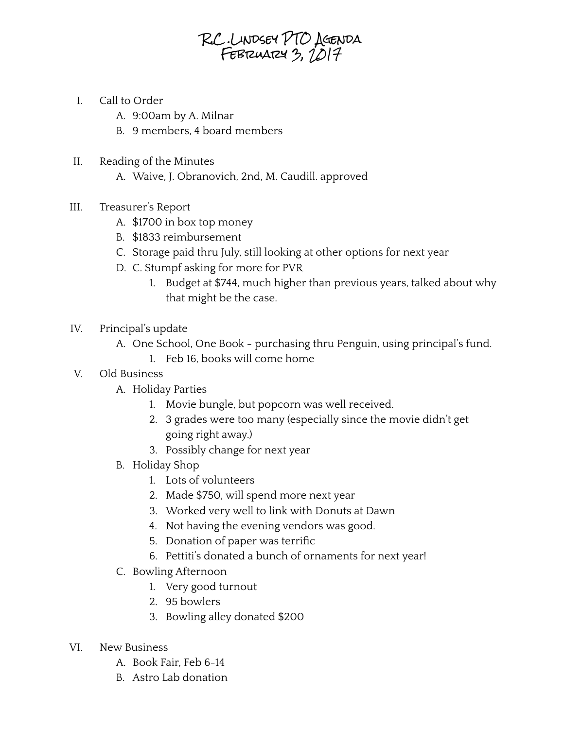# R.C. Lindsey PTO Agenda
# February 3, 2017

I. Call to Order
   A. 9:00am by A. Milnar
   B. 9 members, 4 board members

II. Reading of the Minutes
   A. Waive, J. Obranovich, 2nd, M. Caudill. approved

III. Treasurer's Report
   A. $1700 in box top money
   B. $1833 reimbursement
   C. Storage paid thru July, still looking at other options for next year
   D. C. Stumpf asking for more for PVR
      1. Budget at $744, much higher than previous years, talked about why that might be the case.

IV. Principal's update
   A. One School, One Book - purchasing thru Penguin, using principal's fund.
      1. Feb 16, books will come home

V. Old Business
   A. Holiday Parties
      1. Movie bungle, but popcorn was well received.
      2. 3 grades were too many (especially since the movie didn't get going right away.)
      3. Possibly change for next year
   B. Holiday Shop
      1. Lots of volunteers
      2. Made $750, will spend more next year
      3. Worked very well to link with Donuts at Dawn
      4. Not having the evening vendors was good.
      5. Donation of paper was terrific
      6. Pettiti's donated a bunch of ornaments for next year!
   C. Bowling Afternoon
      1. Very good turnout
      2. 95 bowlers
      3. Bowling alley donated $200

VI. New Business
   A. Book Fair, Feb 6-14
   B. Astro Lab donation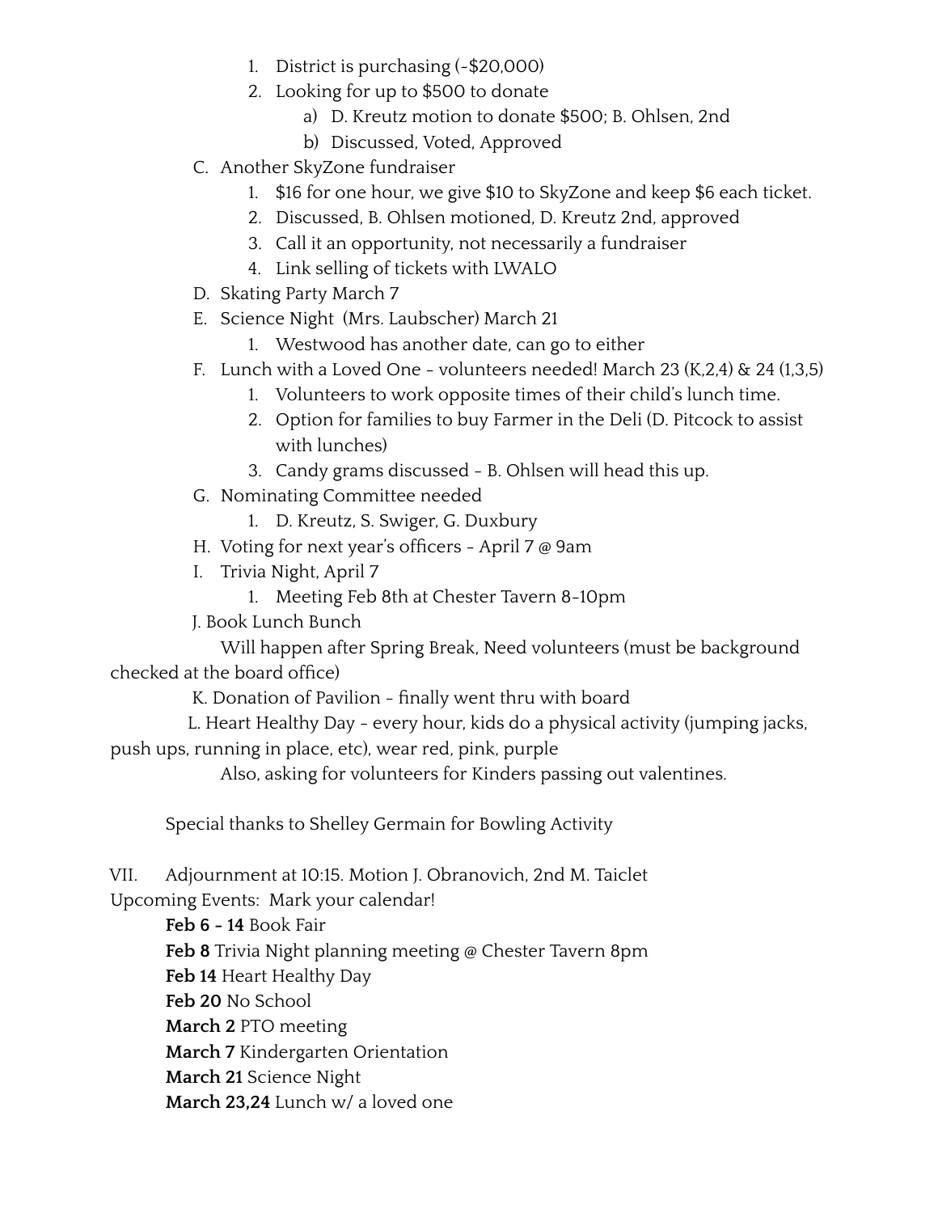1. District is purchasing (~$20,000)
2. Looking for up to $500 to donate
   a) D. Kreutz motion to donate $500; B. Ohlsen, 2nd
   b) Discussed, Voted, Approved

C. Another SkyZone fundraiser
   1. $16 for one hour, we give $10 to SkyZone and keep $6 each ticket.
   2. Discussed, B. Ohlsen motioned, D. Kreutz 2nd, approved
   3. Call it an opportunity, not necessarily a fundraiser
   4. Link selling of tickets with LWALO

D. Skating Party March 7

E. Science Night (Mrs. Laubscher) March 21
   1. Westwood has another date, can go to either

F. Lunch with a Loved One - volunteers needed! March 23 (K,2,4) & 24 (1,3,5)
   1. Volunteers to work opposite times of their child's lunch time.
   2. Option for families to buy Farmer in the Deli (D. Pitcock to assist with lunches)
   3. Candy grams discussed - B. Ohlsen will head this up.

G. Nominating Committee needed
   1. D. Kreutz, S. Swiger, G. Duxbury

H. Voting for next year's officers - April 7 @ 9am

I. Trivia Night, April 7
   1. Meeting Feb 8th at Chester Tavern 8-10pm

J. Book Lunch Bunch
Will happen after Spring Break, Need volunteers (must be background checked at the board office)

K. Donation of Pavilion - finally went thru with board

L. Heart Healthy Day - every hour, kids do a physical activity (jumping jacks, push ups, running in place, etc), wear red, pink, purple
Also, asking for volunteers for Kinders passing out valentines.

Special thanks to Shelley Germain for Bowling Activity

VII. Adjournment at 10:15. Motion J. Obranovich, 2nd M. Taiclet

Upcoming Events: Mark your calendar!

**Feb 6 - 14** Book Fair
**Feb 8** Trivia Night planning meeting @ Chester Tavern 8pm
**Feb 14** Heart Healthy Day
**Feb 20** No School
**March 2** PTO meeting
**March 7** Kindergarten Orientation
**March 21** Science Night
**March 23,24** Lunch w/ a loved one